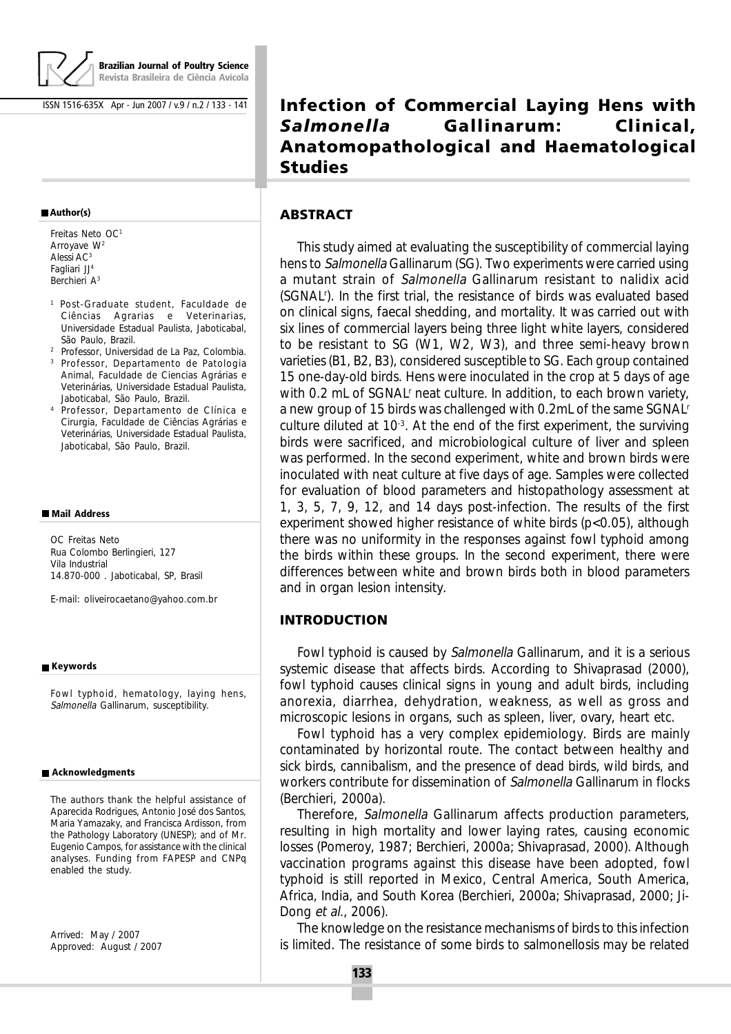# Infection of Commercial Laying Hens with *Salmonella* Gallinarum: Clinical, Anatomopathological and Haematological Studies

**Author(s)**

Freitas Neto OC[1]
Arroyave W[2]
Alessi AC[3]
Fagliari JJ[4]
Berchieri A[3]

[1] Post-Graduate student, Faculdade de Ciências Agrarias e Veterinarias, Universidade Estadual Paulista, Jaboticabal, São Paulo, Brazil.
[2] Professor, Universidad de La Paz, Colombia.
[3] Professor, Departamento de Patologia Animal, Faculdade de Ciencias Agrárias e Veterinárias, Universidade Estadual Paulista, Jaboticabal, São Paulo, Brazil.
[4] Professor, Departamento de Clínica e Cirurgia, Faculdade de Ciências Agrárias e Veterinárias, Universidade Estadual Paulista, Jaboticabal, São Paulo, Brazil.

**Mail Address**

OC Freitas Neto
Rua Colombo Berlingieri, 127
Vila Industrial
14.870-000 . Jaboticabal, SP, Brasil

E-mail: oliveirocaetano@yahoo.com.br

**Keywords**

Fowl typhoid, hematology, laying hens, *Salmonella* Gallinarum, susceptibility.

**Acknowledgments**

The authors thank the helpful assistance of Aparecida Rodrigues, Antonio José dos Santos, Maria Yamazaky, and Francisca Ardisson, from the Pathology Laboratory (UNESP); and of Mr. Eugenio Campos, for assistance with the clinical analyses. Funding from FAPESP and CNPq enabled the study.

Arrived: May / 2007
Approved: August / 2007

## ABSTRACT

This study aimed at evaluating the susceptibility of commercial laying hens to *Salmonella* Gallinarum (SG). Two experiments were carried using a mutant strain of *Salmonella* Gallinarum resistant to nalidix acid (SGNAL$^r$). In the first trial, the resistance of birds was evaluated based on clinical signs, faecal shedding, and mortality. It was carried out with six lines of commercial layers being three light white layers, considered to be resistant to SG (W1, W2, W3), and three semi-heavy brown varieties (B1, B2, B3), considered susceptible to SG. Each group contained 15 one-day-old birds. Hens were inoculated in the crop at 5 days of age with 0.2 mL of SGNAL$^r$ neat culture. In addition, to each brown variety, a new group of 15 birds was challenged with 0.2mL of the same SGNAL$^r$ culture diluted at $10^{-3}$. At the end of the first experiment, the surviving birds were sacrificed, and microbiological culture of liver and spleen was performed. In the second experiment, white and brown birds were inoculated with neat culture at five days of age. Samples were collected for evaluation of blood parameters and histopathology assessment at 1, 3, 5, 7, 9, 12, and 14 days post-infection. The results of the first experiment showed higher resistance of white birds ($p<0.05$), although there was no uniformity in the responses against fowl typhoid among the birds within these groups. In the second experiment, there were differences between white and brown birds both in blood parameters and in organ lesion intensity.

## INTRODUCTION

Fowl typhoid is caused by *Salmonella* Gallinarum, and it is a serious systemic disease that affects birds. According to Shivaprasad (2000), fowl typhoid causes clinical signs in young and adult birds, including anorexia, diarrhea, dehydration, weakness, as well as gross and microscopic lesions in organs, such as spleen, liver, ovary, heart etc.

Fowl typhoid has a very complex epidemiology. Birds are mainly contaminated by horizontal route. The contact between healthy and sick birds, cannibalism, and the presence of dead birds, wild birds, and workers contribute for dissemination of *Salmonella* Gallinarum in flocks (Berchieri, 2000a).

Therefore, *Salmonella* Gallinarum affects production parameters, resulting in high mortality and lower laying rates, causing economic losses (Pomeroy, 1987; Berchieri, 2000a; Shivaprasad, 2000). Although vaccination programs against this disease have been adopted, fowl typhoid is still reported in Mexico, Central America, South America, Africa, India, and South Korea (Berchieri, 2000a; Shivaprasad, 2000; Ji-Dong *et al.*, 2006).

The knowledge on the resistance mechanisms of birds to this infection is limited. The resistance of some birds to salmonellosis may be related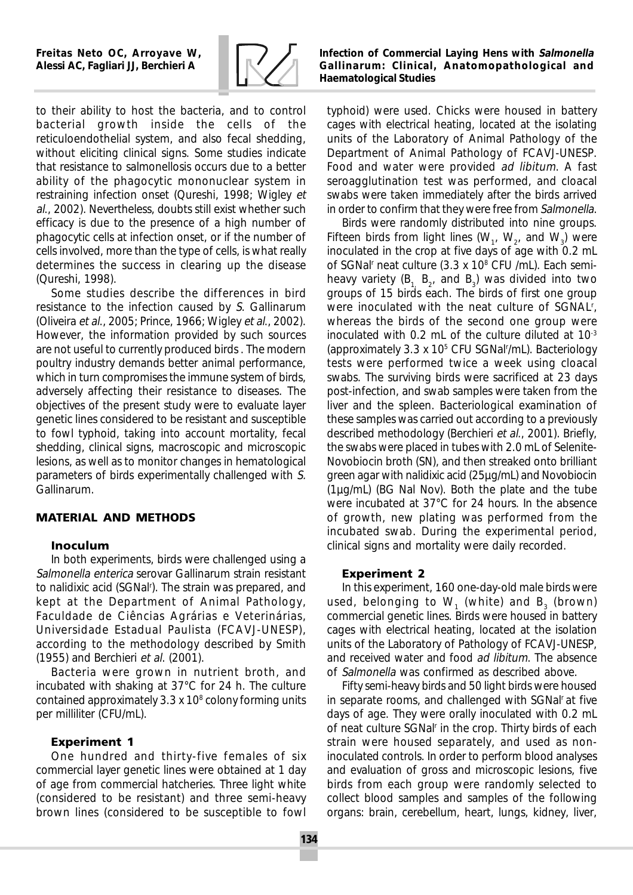to their ability to host the bacteria, and to control bacterial growth inside the cells of the reticuloendothelial system, and also fecal shedding, without eliciting clinical signs. Some studies indicate that resistance to salmonellosis occurs due to a better ability of the phagocytic mononuclear system in restraining infection onset (Qureshi, 1998; Wigley *et al.*, 2002). Nevertheless, doubts still exist whether such efficacy is due to the presence of a high number of phagocytic cells at infection onset, or if the number of cells involved, more than the type of cells, is what really determines the success in clearing up the disease (Qureshi, 1998).

Some studies describe the differences in bird resistance to the infection caused by *S.* Gallinarum (Oliveira *et al.*, 2005; Prince, 1966; Wigley *et al.*, 2002). However, the information provided by such sources are not useful to currently produced birds . The modern poultry industry demands better animal performance, which in turn compromises the immune system of birds, adversely affecting their resistance to diseases. The objectives of the present study were to evaluate layer genetic lines considered to be resistant and susceptible to fowl typhoid, taking into account mortality, fecal shedding, clinical signs, macroscopic and microscopic lesions, as well as to monitor changes in hematological parameters of birds experimentally challenged with *S.* Gallinarum.

## MATERIAL AND METHODS

### Inoculum

In both experiments, birds were challenged using a *Salmonella enterica* serovar Gallinarum strain resistant to nalidixic acid (SGNal$^r$). The strain was prepared, and kept at the Department of Animal Pathology, Faculdade de Ciências Agrárias e Veterinárias, Universidade Estadual Paulista (FCAVJ-UNESP), according to the methodology described by Smith (1955) and Berchieri *et al.* (2001).

Bacteria were grown in nutrient broth, and incubated with shaking at 37°C for 24 h. The culture contained approximately $3.3 \times 10^8$ colony forming units per milliliter (CFU/mL).

### Experiment 1

One hundred and thirty-five females of six commercial layer genetic lines were obtained at 1 day of age from commercial hatcheries. Three light white (considered to be resistant) and three semi-heavy brown lines (considered to be susceptible to fowl typhoid) were used. Chicks were housed in battery cages with electrical heating, located at the isolating units of the Laboratory of Animal Pathology of the Department of Animal Pathology of FCAVJ-UNESP. Food and water were provided *ad libitum*. A fast seroagglutination test was performed, and cloacal swabs were taken immediately after the birds arrived in order to confirm that they were free from *Salmonella*.

Birds were randomly distributed into nine groups. Fifteen birds from light lines ($W_1$, $W_2$, and $W_3$) were inoculated in the crop at five days of age with 0.2 mL of SGNal$^r$ neat culture ($3.3 \times 10^8$ CFU /mL). Each semi-heavy variety ($B_1$, $B_2$, and $B_3$) was divided into two groups of 15 birds each. The birds of first one group were inoculated with the neat culture of SGNAL$^r$, whereas the birds of the second one group were inoculated with 0.2 mL of the culture diluted at $10^{-3}$ (approximately $3.3 \times 10^5$ CFU SGNal$^r$/mL). Bacteriology tests were performed twice a week using cloacal swabs. The surviving birds were sacrificed at 23 days post-infection, and swab samples were taken from the liver and the spleen. Bacteriological examination of these samples was carried out according to a previously described methodology (Berchieri *et al.*, 2001). Briefly, the swabs were placed in tubes with 2.0 mL of Selenite-Novobiocin broth (SN), and then streaked onto brilliant green agar with nalidixic acid (25µg/mL) and Novobiocin (1µg/mL) (BG Nal Nov). Both the plate and the tube were incubated at 37°C for 24 hours. In the absence of growth, new plating was performed from the incubated swab. During the experimental period, clinical signs and mortality were daily recorded.

### Experiment 2

In this experiment, 160 one-day-old male birds were used, belonging to $W_1$ (white) and $B_3$ (brown) commercial genetic lines. Birds were housed in battery cages with electrical heating, located at the isolation units of the Laboratory of Pathology of FCAVJ-UNESP, and received water and food *ad libitum*. The absence of *Salmonella* was confirmed as described above.

Fifty semi-heavy birds and 50 light birds were housed in separate rooms, and challenged with SGNal$^r$ at five days of age. They were orally inoculated with 0.2 mL of neat culture SGNal$^r$ in the crop. Thirty birds of each strain were housed separately, and used as non-inoculated controls. In order to perform blood analyses and evaluation of gross and microscopic lesions, five birds from each group were randomly selected to collect blood samples and samples of the following organs: brain, cerebellum, heart, lungs, kidney, liver,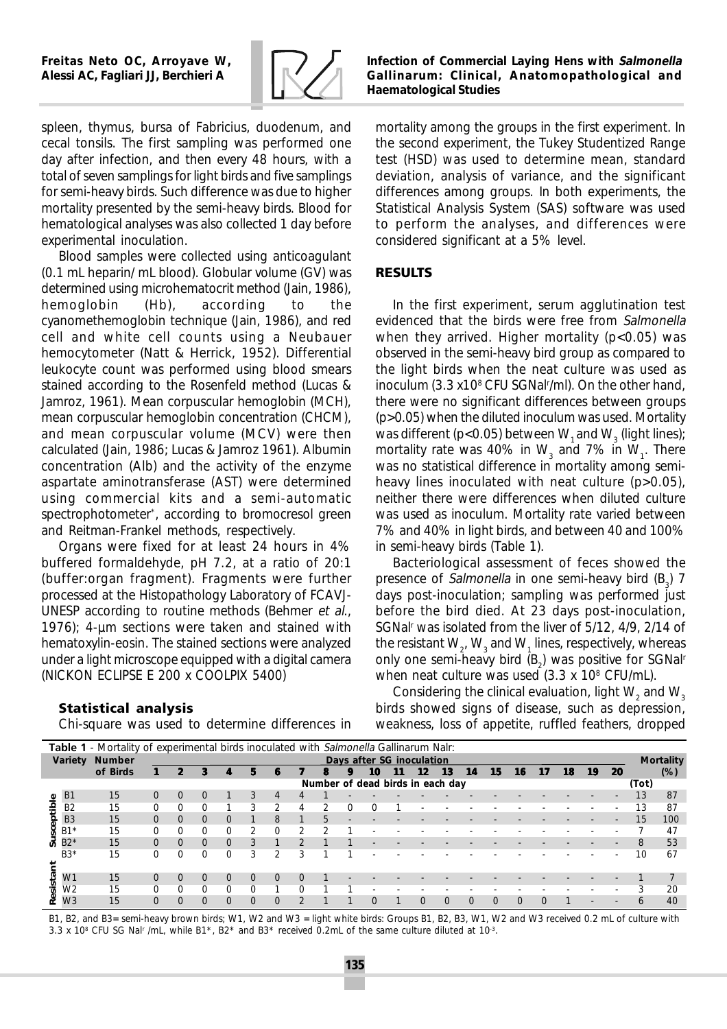spleen, thymus, bursa of Fabricius, duodenum, and cecal tonsils. The first sampling was performed one day after infection, and then every 48 hours, with a total of seven samplings for light birds and five samplings for semi-heavy birds. Such difference was due to higher mortality presented by the semi-heavy birds. Blood for hematological analyses was also collected 1 day before experimental inoculation.

Blood samples were collected using anticoagulant (0.1 mL heparin/ mL blood). Globular volume (GV) was determined using microhematocrit method (Jain, 1986), hemoglobin (Hb), according to the cyanomethemoglobin technique (Jain, 1986), and red cell and white cell counts using a Neubauer hemocytometer (Natt & Herrick, 1952). Differential leukocyte count was performed using blood smears stained according to the Rosenfeld method (Lucas & Jamroz, 1961). Mean corpuscular hemoglobin (MCH), mean corpuscular hemoglobin concentration (CHCM), and mean corpuscular volume (MCV) were then calculated (Jain, 1986; Lucas & Jamroz 1961). Albumin concentration (Alb) and the activity of the enzyme aspartate aminotransferase (AST) were determined using commercial kits and a semi-automatic spectrophotometer[*], according to bromocresol green and Reitman-Frankel methods, respectively.

Organs were fixed for at least 24 hours in 4% buffered formaldehyde, pH 7.2, at a ratio of 20:1 (buffer:organ fragment). Fragments were further processed at the Histopathology Laboratory of FCAVJ-UNESP according to routine methods (Behmer *et al.*, 1976); 4-µm sections were taken and stained with hematoxylin-eosin. The stained sections were analyzed under a light microscope equipped with a digital camera (NICKON ECLIPSE E 200 x COOLPIX 5400)

### Statistical analysis

Chi-square was used to determine differences in mortality among the groups in the first experiment. In the second experiment, the Tukey Studentized Range test (HSD) was used to determine mean, standard deviation, analysis of variance, and the significant differences among groups. In both experiments, the Statistical Analysis System (SAS) software was used to perform the analyses, and differences were considered significant at a 5% level.

## RESULTS

In the first experiment, serum agglutination test evidenced that the birds were free from *Salmonella* when they arrived. Higher mortality ($p<0.05$) was observed in the semi-heavy bird group as compared to the light birds when the neat culture was used as inoculum ($3.3 \times 10^8$ CFU SGNal$^r$/ml). On the other hand, there were no significant differences between groups ($p>0.05$) when the diluted inoculum was used. Mortality was different ($p<0.05$) between $W_1$ and $W_3$ (light lines); mortality rate was 40% in $W_3$ and 7% in $W_1$. There was no statistical difference in mortality among semi-heavy lines inoculated with neat culture ($p>0.05$), neither there were differences when diluted culture was used as inoculum. Mortality rate varied between 7% and 40% in light birds, and between 40 and 100% in semi-heavy birds (Table 1).

Bacteriological assessment of feces showed the presence of *Salmonella* in one semi-heavy bird ($B_3$) 7 days post-inoculation; sampling was performed just before the bird died. At 23 days post-inoculation, SGNal$^r$ was isolated from the liver of 5/12, 4/9, 2/14 of the resistant $W_2$, $W_3$ and $W_1$ lines, respectively, whereas only one semi-heavy bird ($B_2$) was positive for SGNal$^r$ when neat culture was used ($3.3 \times 10^8$ CFU/mL).

Considering the clinical evaluation, light $W_2$ and $W_3$ birds showed signs of disease, such as depression, weakness, loss of appetite, ruffled feathers, dropped

**Table 1** - Mortality of experimental birds inoculated with *Salmonella* Gallinarum Nalr:

| | Variety | Number of Birds | Days after SG inoculation | | | | | | | | | | | | | | | | | | | | Mortality | |
|---|---|---|---|---|---|---|---|---|---|---|---|---|---|---|---|---|---|---|---|---|---|---|---|---|
| | | | 1 | 2 | 3 | 4 | 5 | 6 | 7 | 8 | 9 | 10 | 11 | 12 | 13 | 14 | 15 | 16 | 17 | 18 | 19 | 20 | | (%) |
| | | | Number of dead birds in each day | | | | | | | | | | | | | | | | | | | | (Tot) | |
| Susceptible | B1 | 15 | 0 | 0 | 0 | 1 | 3 | 4 | 4 | 1 | - | - | - | - | - | - | - | - | - | - | - | - | 13 | 87 |
| | B2 | 15 | 0 | 0 | 0 | 1 | 3 | 2 | 4 | 2 | 0 | 0 | 1 | - | - | - | - | - | - | - | - | - | 13 | 87 |
| | B3 | 15 | 0 | 0 | 0 | 0 | 1 | 8 | 1 | 5 | - | - | - | - | - | - | - | - | - | - | - | - | 15 | 100 |
| | B1* | 15 | 0 | 0 | 0 | 0 | 2 | 0 | 2 | 2 | - | - | - | - | - | - | - | - | - | - | - | - | 7 | 47 |
| | B2* | 15 | 0 | 0 | 0 | 0 | 3 | 1 | 2 | 1 | 1 | - | - | - | - | - | - | - | - | - | - | - | 8 | 53 |
| | B3* | 15 | 0 | 0 | 0 | 0 | 3 | 2 | 3 | 1 | 1 | - | - | - | - | - | - | - | - | - | - | - | 10 | 67 |
| Resistant | W1 | 15 | 0 | 0 | 0 | 0 | 0 | 0 | 0 | 1 | - | - | - | - | - | - | - | - | - | - | - | - | 1 | 7 |
| | W2 | 15 | 0 | 0 | 0 | 0 | 0 | 1 | 0 | 1 | 1 | - | - | - | - | - | - | - | - | - | - | - | 3 | 20 |
| | W3 | 15 | 0 | 0 | 0 | 0 | 0 | 0 | 2 | 1 | 1 | 0 | 1 | 0 | 0 | 0 | 0 | 0 | 0 | 1 | - | - | 6 | 40 |

B1, B2, and B3= semi-heavy brown birds; W1, W2 and W3 = light white birds: Groups B1, B2, B3, W1, W2 and W3 received 0.2 mL of culture with $3.3 \times 10^8$ CFU SG Nal$^r$ /mL, while B1*, B2* and B3* received 0.2mL of the same culture diluted at $10^{-3}$.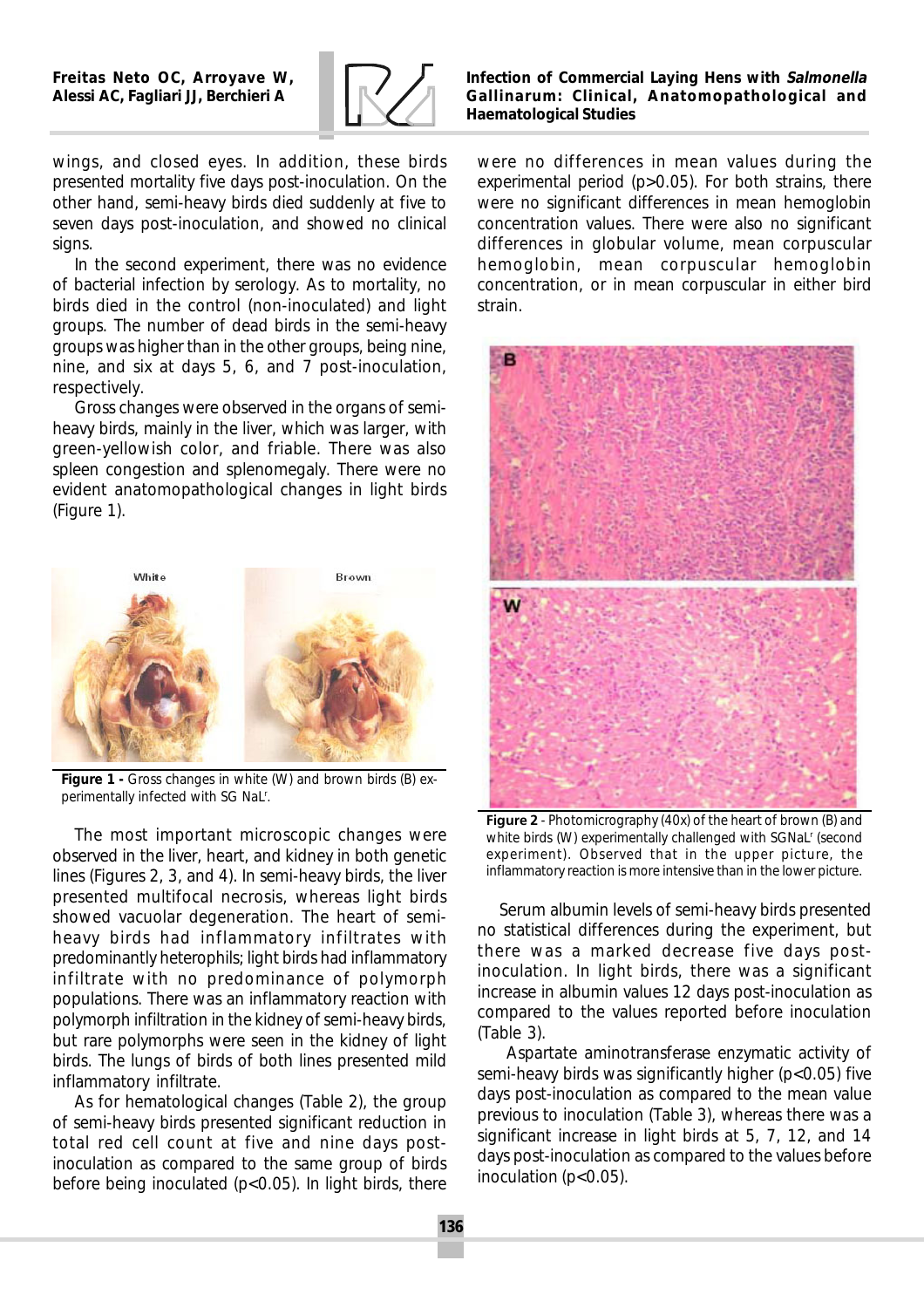wings, and closed eyes. In addition, these birds presented mortality five days post-inoculation. On the other hand, semi-heavy birds died suddenly at five to seven days post-inoculation, and showed no clinical signs.

In the second experiment, there was no evidence of bacterial infection by serology. As to mortality, no birds died in the control (non-inoculated) and light groups. The number of dead birds in the semi-heavy groups was higher than in the other groups, being nine, nine, and six at days 5, 6, and 7 post-inoculation, respectively.

Gross changes were observed in the organs of semi-heavy birds, mainly in the liver, which was larger, with green-yellowish color, and friable. There was also spleen congestion and splenomegaly. There were no evident anatomopathological changes in light birds (Figure 1).

**Figure 1 -** Gross changes in white (W) and brown birds (B) experimentally infected with SG NaL$^{r}$.

The most important microscopic changes were observed in the liver, heart, and kidney in both genetic lines (Figures 2, 3, and 4). In semi-heavy birds, the liver presented multifocal necrosis, whereas light birds showed vacuolar degeneration. The heart of semi-heavy birds had inflammatory infiltrates with predominantly heterophils; light birds had inflammatory infiltrate with no predominance of polymorph populations. There was an inflammatory reaction with polymorph infiltration in the kidney of semi-heavy birds, but rare polymorphs were seen in the kidney of light birds. The lungs of birds of both lines presented mild inflammatory infiltrate.

As for hematological changes (Table 2), the group of semi-heavy birds presented significant reduction in total red cell count at five and nine days post-inoculation as compared to the same group of birds before being inoculated ($p<0.05$). In light birds, there were no differences in mean values during the experimental period ($p>0.05$). For both strains, there were no significant differences in mean hemoglobin concentration values. There were also no significant differences in globular volume, mean corpuscular hemoglobin, mean corpuscular hemoglobin concentration, or in mean corpuscular in either bird strain.

**Figure 2** - Photomicrography (40x) of the heart of brown (B) and white birds (W) experimentally challenged with SGNaL$^{r}$ (second experiment). Observed that in the upper picture, the inflammatory reaction is more intensive than in the lower picture.

Serum albumin levels of semi-heavy birds presented no statistical differences during the experiment, but there was a marked decrease five days post-inoculation. In light birds, there was a significant increase in albumin values 12 days post-inoculation as compared to the values reported before inoculation (Table 3).

Aspartate aminotransferase enzymatic activity of semi-heavy birds was significantly higher ($p<0.05$) five days post-inoculation as compared to the mean value previous to inoculation (Table 3), whereas there was a significant increase in light birds at 5, 7, 12, and 14 days post-inoculation as compared to the values before inoculation ($p<0.05$).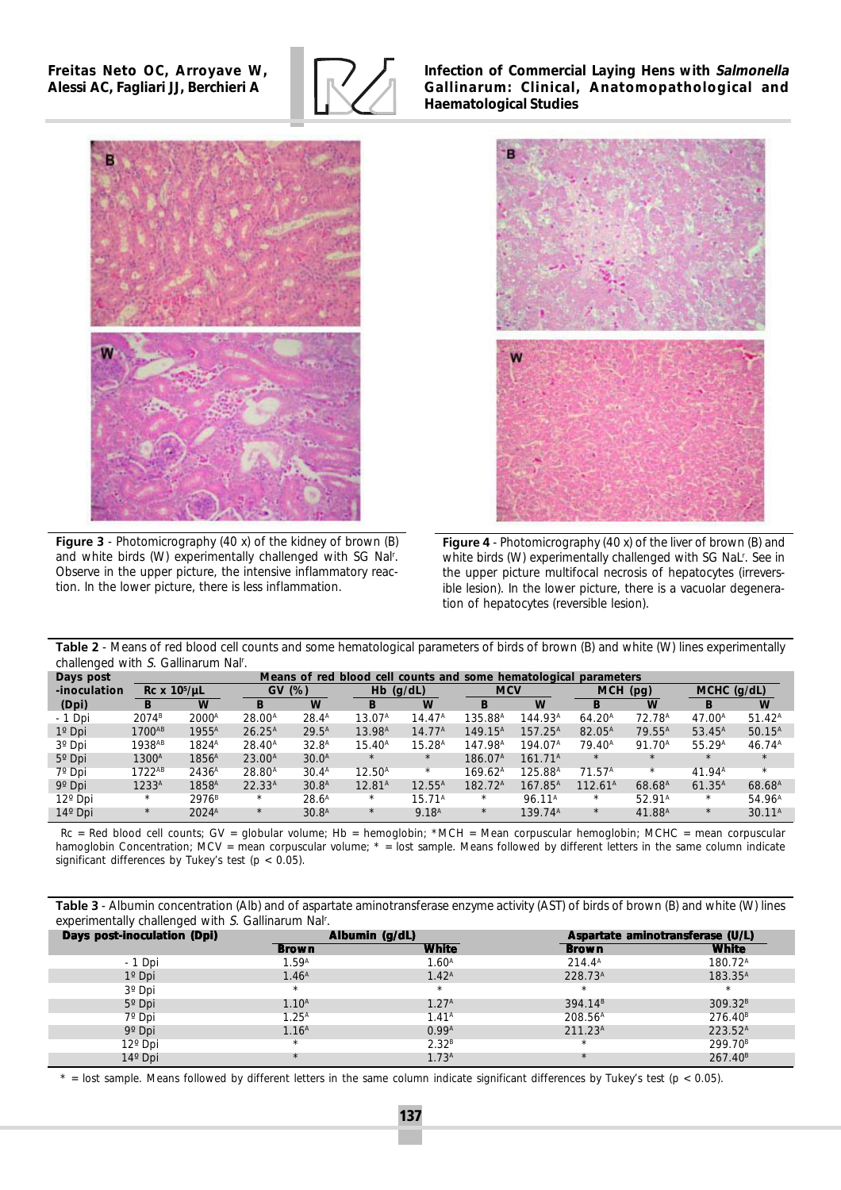**Figure 3** - Photomicrography (40 x) of the kidney of brown (B) and white birds (W) experimentally challenged with SG Nal[r]. Observe in the upper picture, the intensive inflammatory reaction. In the lower picture, there is less inflammation.

**Figure 4** - Photomicrography (40 x) of the liver of brown (B) and white birds (W) experimentally challenged with SG NaL[r]. See in the upper picture multifocal necrosis of hepatocytes (irreversible lesion). In the lower picture, there is a vacuolar degeneration of hepatocytes (reversible lesion).

**Table 2** - Means of red blood cell counts and some hematological parameters of birds of brown (B) and white (W) lines experimentally challenged with *S.* Gallinarum Nal[r].

| Days post -inoculation (Dpi) | Means of red blood cell counts and some hematological parameters | | | | | | | | | | | |
|---|---|---|---|---|---|---|---|---|---|---|---|---|
| | Rc x $10^5/\mu L$ | | GV (%) | | Hb (g/dL) | | MCV | | MCH (pg) | | MCHC (g/dL) | |
| | B | W | B | W | B | W | B | W | B | W | B | W |
| - 1 Dpi | $2074^B$ | $2000^A$ | $28.00^A$ | $28.4^A$ | $13.07^A$ | $14.47^A$ | $135.88^A$ | $144.93^A$ | $64.20^A$ | $72.78^A$ | $47.00^A$ | $51.42^A$ |
| 1º Dpi | $1700^{AB}$ | $1955^A$ | $26.25^A$ | $29.5^A$ | $13.98^A$ | $14.77^A$ | $149.15^A$ | $157.25^A$ | $82.05^A$ | $79.55^A$ | $53.45^A$ | $50.15^A$ |
| 3º Dpi | $1938^{AB}$ | $1824^A$ | $28.40^A$ | $32.8^A$ | $15.40^A$ | $15.28^A$ | $147.98^A$ | $194.07^A$ | $79.40^A$ | $91.70^A$ | $55.29^A$ | $46.74^A$ |
| 5º Dpi | $1300^A$ | $1856^A$ | $23.00^A$ | $30.0^A$ | * | * | $186.07^A$ | $161.71^A$ | * | * | * | * |
| 7º Dpi | $1722^{AB}$ | $2436^A$ | $28.80^A$ | $30.4^A$ | $12.50^A$ | * | $169.62^A$ | $125.88^A$ | $71.57^A$ | * | $41.94^A$ | * |
| 9º Dpi | $1233^A$ | $1858^A$ | $22.33^A$ | $30.8^A$ | $12.81^A$ | $12.55^A$ | $182.72^A$ | $167.85^A$ | $112.61^A$ | $68.68^A$ | $61.35^A$ | $68.68^A$ |
| 12º Dpi | * | $2976^B$ | * | $28.6^A$ | * | $15.71^A$ | * | $96.11^A$ | * | $52.91^A$ | * | $54.96^A$ |
| 14º Dpi | * | $2024^A$ | * | $30.8^A$ | * | $9.18^A$ | * | $139.74^A$ | * | $41.88^A$ | * | $30.11^A$ |

Rc = Red blood cell counts; GV = globular volume; Hb = hemoglobin; *MCH = Mean corpuscular hemoglobin; MCHC = mean corpuscular hamoglobin Concentration; MCV = mean corpuscular volume; * = lost sample. Means followed by different letters in the same column indicate significant differences by Tukey's test ($p < 0.05$).

**Table 3** - Albumin concentration (Alb) and of aspartate aminotransferase enzyme activity (AST) of birds of brown (B) and white (W) lines experimentally challenged with *S.* Gallinarum Nal[r].

| Days post-inoculation (Dpi) | Albumin (g/dL) | | Aspartate aminotransferase (U/L) | |
|---|---|---|---|---|
| | Brown | White | Brown | White |
| - 1 Dpi | $1.59^A$ | $1.60^A$ | $214.4^A$ | $180.72^A$ |
| 1º Dpi | $1.46^A$ | $1.42^A$ | $228.73^A$ | $183.35^A$ |
| 3º Dpi | * | * | * | * |
| 5º Dpi | $1.10^A$ | $1.27^A$ | $394.14^B$ | $309.32^B$ |
| 7º Dpi | $1.25^A$ | $1.41^A$ | $208.56^A$ | $276.40^B$ |
| 9º Dpi | $1.16^A$ | $0.99^A$ | $211.23^A$ | $223.52^A$ |
| 12º Dpi | * | $2.32^B$ | * | $299.70^B$ |
| 14º Dpi | * | $1.73^A$ | * | $267.40^B$ |

* = lost sample. Means followed by different letters in the same column indicate significant differences by Tukey's test ($p < 0.05$).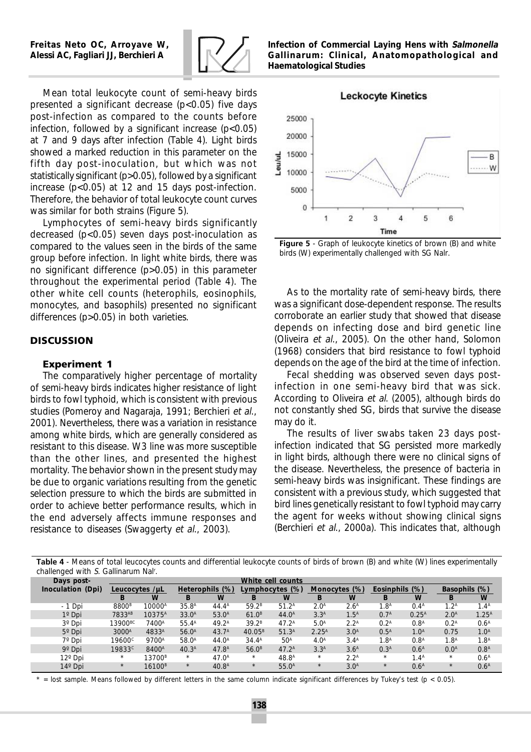Mean total leukocyte count of semi-heavy birds presented a significant decrease ($p<0.05$) five days post-infection as compared to the counts before infection, followed by a significant increase ($p<0.05$) at 7 and 9 days after infection (Table 4). Light birds showed a marked reduction in this parameter on the fifth day post-inoculation, but which was not statistically significant ($p>0.05$), followed by a significant increase ($p<0.05$) at 12 and 15 days post-infection. Therefore, the behavior of total leukocyte count curves was similar for both strains (Figure 5).

Lymphocytes of semi-heavy birds significantly decreased ($p<0.05$) seven days post-inoculation as compared to the values seen in the birds of the same group before infection. In light white birds, there was no significant difference ($p>0.05$) in this parameter throughout the experimental period (Table 4). The other white cell counts (heterophils, eosinophils, monocytes, and basophils) presented no significant differences ($p>0.05$) in both varieties.

## DISCUSSION

### Experiment 1

The comparatively higher percentage of mortality of semi-heavy birds indicates higher resistance of light birds to fowl typhoid, which is consistent with previous studies (Pomeroy and Nagaraja, 1991; Berchieri *et al.*, 2001). Nevertheless, there was a variation in resistance among white birds, which are generally considered as resistant to this disease. W3 line was more susceptible than the other lines, and presented the highest mortality. The behavior shown in the present study may be due to organic variations resulting from the genetic selection pressure to which the birds are submitted in order to achieve better performance results, which in the end adversely affects immune responses and resistance to diseases (Swaggerty *et al.*, 2003).

Figure 5 - Graph of leukocyte kinetics of brown (B) and white birds (W) experimentally challenged with SG Nalr.

As to the mortality rate of semi-heavy birds, there was a significant dose-dependent response. The results corroborate an earlier study that showed that disease depends on infecting dose and bird genetic line (Oliveira *et al.*, 2005). On the other hand, Solomon (1968) considers that bird resistance to fowl typhoid depends on the age of the bird at the time of infection.

Fecal shedding was observed seven days post-infection in one semi-heavy bird that was sick. According to Oliveira *et al.* (2005), although birds do not constantly shed SG, birds that survive the disease may do it.

The results of liver swabs taken 23 days post-infection indicated that SG persisted more markedly in light birds, although there were no clinical signs of the disease. Nevertheless, the presence of bacteria in semi-heavy birds was insignificant. These findings are consistent with a previous study, which suggested that bird lines genetically resistant to fowl typhoid may carry the agent for weeks without showing clinical signs (Berchieri *et al.*, 2000a). This indicates that, although

**Table 4** - Means of total leucocytes counts and differential leukocyte counts of birds of brown (B) and white (W) lines experimentally challenged with *S.* Gallinarum Nal[r].

| Days post-Inoculation (Dpi) | Leucocytes /µL | | Heterophils (%) | | Lymphocytes (%) | | Monocytes (%) | | Eosinphils (%) | | Basophils (%) | |
|---|---|---|---|---|---|---|---|---|---|---|---|---|
| | B | W | B | W | B | W | B | W | B | W | B | W |
| - 1 Dpi | 8800[B] | 10000[A] | 35.8[A] | 44.4[A] | 59.2[B] | 51.2[A] | 2.0[A] | 2.6[A] | 1.8[A] | 0.4[A] | 1.2[A] | 1.4[A] |
| 1º Dpi | 7833[AB] | 10375[A] | 33.0[A] | 53.0[A] | 61.0[B] | 44.0[A] | 3.3[A] | 1.5[A] | 0.7[A] | 0.25[A] | 2.0[A] | 1.25[A] |
| 3º Dpi | 13900[BC] | 7400[A] | 55.4[A] | 49.2[A] | 39.2[B] | 47.2[A] | 5.0[A] | 2.2[A] | 0.2[A] | 0.8[A] | 0.2[A] | 0.6[A] |
| 5º Dpi | 3000[A] | 4833[A] | 56.0[A] | 43.7[A] | 40.05[B] | 51.3[A] | 2.25[A] | 3.0[A] | 0.5[A] | 1.0[A] | 0.75 | 1.0[A] |
| 7º Dpi | 19600[C] | 9700[A] | 58.0[A] | 44.0[A] | 34.4[A] | 50[A] | 4.0[A] | 3.4[A] | 1.8[A] | 0.8[A] | 1.8[A] | 1.8[A] |
| 9º Dpi | 19833[C] | 8400[A] | 40.3[A] | 47.8[A] | 56.0[B] | 47.2[A] | 3.3[A] | 3.6[A] | 0.3[A] | 0.6[A] | 0.0[A] | 0.8[A] |
| 12º Dpi | * | 13700[B] | * | 47.0[A] | * | 48.8[A] | * | 2.2[A] | * | 1.4[A] | * | 0.6[A] |
| 14º Dpi | * | 16100[B] | * | 40.8[A] | * | 55.0[A] | * | 3.0[A] | * | 0.6[A] | * | 0.6[A] |

\* = lost sample. Means followed by different letters in the same column indicate significant differences by Tukey's test ($p < 0.05$).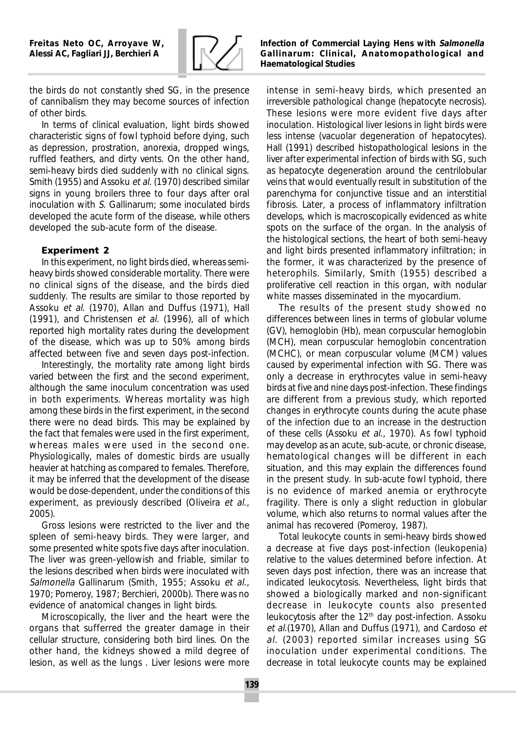the birds do not constantly shed SG, in the presence of cannibalism they may become sources of infection of other birds.

In terms of clinical evaluation, light birds showed characteristic signs of fowl typhoid before dying, such as depression, prostration, anorexia, dropped wings, ruffled feathers, and dirty vents. On the other hand, semi-heavy birds died suddenly with no clinical signs. Smith (1955) and Assoku *et al.* (1970) described similar signs in young broilers three to four days after oral inoculation with *S.* Gallinarum; some inoculated birds developed the acute form of the disease, while others developed the sub-acute form of the disease.

### Experiment 2

In this experiment, no light birds died, whereas semi-heavy birds showed considerable mortality. There were no clinical signs of the disease, and the birds died suddenly. The results are similar to those reported by Assoku *et al.* (1970), Allan and Duffus (1971), Hall (1991), and Christensen *et al.* (1996), all of which reported high mortality rates during the development of the disease, which was up to 50% among birds affected between five and seven days post-infection.

Interestingly, the mortality rate among light birds varied between the first and the second experiment, although the same inoculum concentration was used in both experiments. Whereas mortality was high among these birds in the first experiment, in the second there were no dead birds. This may be explained by the fact that females were used in the first experiment, whereas males were used in the second one. Physiologically, males of domestic birds are usually heavier at hatching as compared to females. Therefore, it may be inferred that the development of the disease would be dose-dependent, under the conditions of this experiment, as previously described (Oliveira *et al.*, 2005).

Gross lesions were restricted to the liver and the spleen of semi-heavy birds. They were larger, and some presented white spots five days after inoculation. The liver was green-yellowish and friable, similar to the lesions described when birds were inoculated with *Salmonella* Gallinarum (Smith, 1955; Assoku *et al.*, 1970; Pomeroy, 1987; Berchieri, 2000b). There was no evidence of anatomical changes in light birds.

Microscopically, the liver and the heart were the organs that sufferred the greater damage in their cellular structure, considering both bird lines. On the other hand, the kidneys showed a mild degree of lesion, as well as the lungs . Liver lesions were more intense in semi-heavy birds, which presented an irreversible pathological change (hepatocyte necrosis). These lesions were more evident five days after inoculation. Histological liver lesions in light birds were less intense (vacuolar degeneration of hepatocytes). Hall (1991) described histopathological lesions in the liver after experimental infection of birds with SG, such as hepatocyte degeneration around the centrilobular veins that would eventually result in substitution of the parenchyma for conjunctive tissue and an interstitial fibrosis. Later, a process of inflammatory infiltration develops, which is macroscopically evidenced as white spots on the surface of the organ. In the analysis of the histological sections, the heart of both semi-heavy and light birds presented inflammatory infiltration; in the former, it was characterized by the presence of heterophils. Similarly, Smith (1955) described a proliferative cell reaction in this organ, with nodular white masses disseminated in the myocardium.

The results of the present study showed no differences between lines in terms of globular volume (GV), hemoglobin (Hb), mean corpuscular hemoglobin (MCH), mean corpuscular hemoglobin concentration (MCHC), or mean corpuscular volume (MCM) values caused by experimental infection with SG. There was only a decrease in erythrocytes value in semi-heavy birds at five and nine days post-infection. These findings are different from a previous study, which reported changes in erythrocyte counts during the acute phase of the infection due to an increase in the destruction of these cells (Assoku *et al.*, 1970). As fowl typhoid may develop as an acute, sub-acute, or chronic disease, hematological changes will be different in each situation, and this may explain the differences found in the present study. In sub-acute fowl typhoid, there is no evidence of marked anemia or erythrocyte fragility. There is only a slight reduction in globular volume, which also returns to normal values after the animal has recovered (Pomeroy, 1987).

Total leukocyte counts in semi-heavy birds showed a decrease at five days post-infection (leukopenia) relative to the values determined before infection. At seven days post infection, there was an increase that indicated leukocytosis. Nevertheless, light birds that showed a biologically marked and non-significant decrease in leukocyte counts also presented leukocytosis after the 12th day post-infection. Assoku *et al.*(1970), Allan and Duffus (1971), and Cardoso *et al.* (2003) reported similar increases using SG inoculation under experimental conditions. The decrease in total leukocyte counts may be explained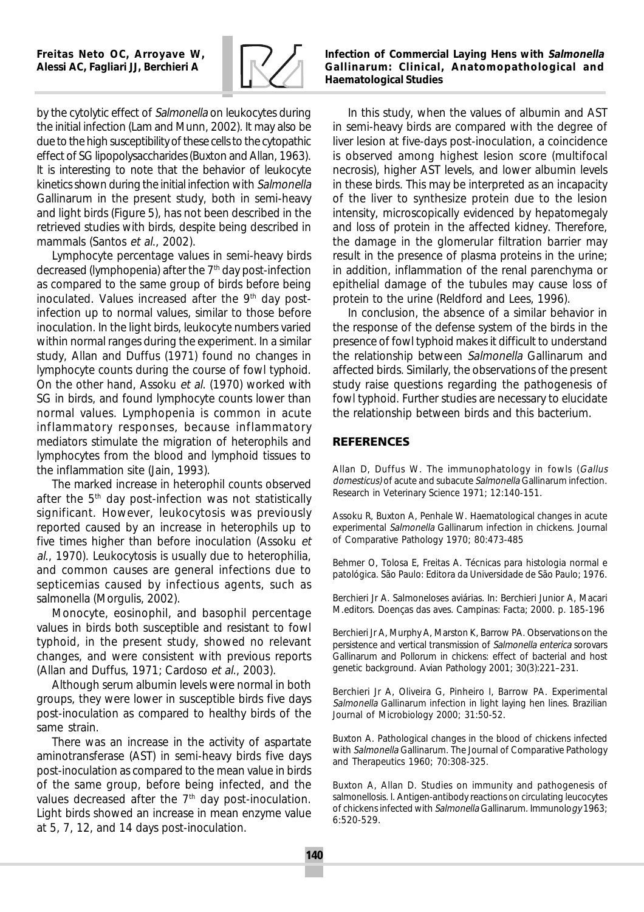by the cytolytic effect of *Salmonella* on leukocytes during the initial infection (Lam and Munn, 2002). It may also be due to the high susceptibility of these cells to the cytopathic effect of SG lipopolysaccharides (Buxton and Allan, 1963). It is interesting to note that the behavior of leukocyte kinetics shown during the initial infection with *Salmonella* Gallinarum in the present study, both in semi-heavy and light birds (Figure 5), has not been described in the retrieved studies with birds, despite being described in mammals (Santos *et al*., 2002).

Lymphocyte percentage values in semi-heavy birds decreased (lymphopenia) after the 7th day post-infection as compared to the same group of birds before being inoculated. Values increased after the 9th day post-infection up to normal values, similar to those before inoculation. In the light birds, leukocyte numbers varied within normal ranges during the experiment. In a similar study, Allan and Duffus (1971) found no changes in lymphocyte counts during the course of fowl typhoid. On the other hand, Assoku *et al*. (1970) worked with SG in birds, and found lymphocyte counts lower than normal values. Lymphopenia is common in acute inflammatory responses, because inflammatory mediators stimulate the migration of heterophils and lymphocytes from the blood and lymphoid tissues to the inflammation site (Jain, 1993).

The marked increase in heterophil counts observed after the 5th day post-infection was not statistically significant. However, leukocytosis was previously reported caused by an increase in heterophils up to five times higher than before inoculation (Assoku *et al*., 1970). Leukocytosis is usually due to heterophilia, and common causes are general infections due to septicemias caused by infectious agents, such as salmonella (Morgulis, 2002).

Monocyte, eosinophil, and basophil percentage values in birds both susceptible and resistant to fowl typhoid, in the present study, showed no relevant changes, and were consistent with previous reports (Allan and Duffus, 1971; Cardoso *et al*., 2003).

Although serum albumin levels were normal in both groups, they were lower in susceptible birds five days post-inoculation as compared to healthy birds of the same strain.

There was an increase in the activity of aspartate aminotransferase (AST) in semi-heavy birds five days post-inoculation as compared to the mean value in birds of the same group, before being infected, and the values decreased after the 7th day post-inoculation. Light birds showed an increase in mean enzyme value at 5, 7, 12, and 14 days post-inoculation.

In this study, when the values of albumin and AST in semi-heavy birds are compared with the degree of liver lesion at five-days post-inoculation, a coincidence is observed among highest lesion score (multifocal necrosis), higher AST levels, and lower albumin levels in these birds. This may be interpreted as an incapacity of the liver to synthesize protein due to the lesion intensity, microscopically evidenced by hepatomegaly and loss of protein in the affected kidney. Therefore, the damage in the glomerular filtration barrier may result in the presence of plasma proteins in the urine; in addition, inflammation of the renal parenchyma or epithelial damage of the tubules may cause loss of protein to the urine (Reldford and Lees, 1996).

In conclusion, the absence of a similar behavior in the response of the defense system of the birds in the presence of fowl typhoid makes it difficult to understand the relationship between *Salmonella* Gallinarum and affected birds. Similarly, the observations of the present study raise questions regarding the pathogenesis of fowl typhoid. Further studies are necessary to elucidate the relationship between birds and this bacterium.

## REFERENCES

Allan D, Duffus W. The immunophatology in fowls (*Gallus domesticus)* of acute and subacute *Salmonella* Gallinarum infection. Research in Veterinary Science 1971; 12:140-151.

Assoku R, Buxton A, Penhale W. Haematological changes in acute experimental *Salmonella* Gallinarum infection in chickens. Journal of Comparative Pathology 1970; 80:473-485

Behmer O, Tolosa E, Freitas A. Técnicas para histologia normal e patológica. São Paulo: Editora da Universidade de São Paulo; 1976.

Berchieri Jr A. Salmoneloses aviárias. In: Berchieri Junior A, Macari M.editors. Doenças das aves. Campinas: Facta; 2000. p. 185-196

Berchieri Jr A, Murphy A, Marston K, Barrow PA. Observations on the persistence and vertical transmission of *Salmonella enterica* sorovars Gallinarum and Pullorum in chickens: effect of bacterial and host genetic background. Avian Pathology 2001; 30(3):221–231.

Berchieri Jr A, Oliveira G, Pinheiro I, Barrow PA. Experimental *Salmonella* Gallinarum infection in light laying hen lines. Brazilian Journal of Microbiology 2000; 31:50-52.

Buxton A. Pathological changes in the blood of chickens infected with *Salmonella* Gallinarum. The Journal of Comparative Pathology and Therapeutics 1960; 70:308-325.

Buxton A, Allan D. Studies on immunity and pathogenesis of salmonellosis. I. Antigen-antibody reactions on circulating leucocytes of chickens infected with *Salmonella* Gallinarum. Immunology 1963; 6:520-529.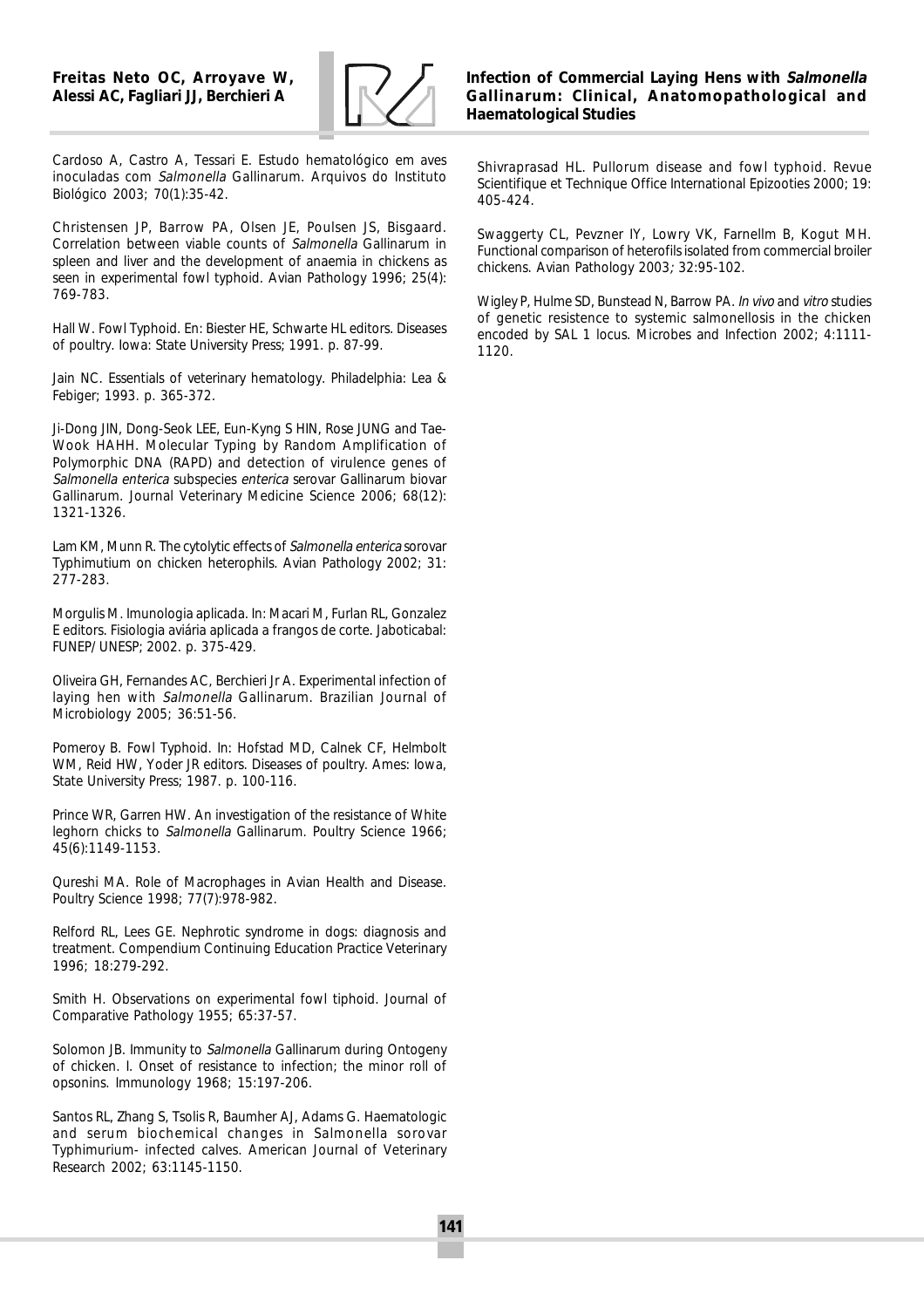Cardoso A, Castro A, Tessari E. Estudo hematológico em aves inoculadas com *Salmonella* Gallinarum. Arquivos do Instituto Biológico 2003; 70(1):35-42.

Christensen JP, Barrow PA, Olsen JE, Poulsen JS, Bisgaard. Correlation between viable counts of *Salmonella* Gallinarum in spleen and liver and the development of anaemia in chickens as seen in experimental fowl typhoid. Avian Pathology 1996; 25(4): 769-783.

Hall W. Fowl Typhoid. En: Biester HE, Schwarte HL editors. Diseases of poultry. Iowa: State University Press; 1991. p. 87-99.

Jain NC. Essentials of veterinary hematology. Philadelphia: Lea & Febiger; 1993. p. 365-372.

Ji-Dong JIN, Dong-Seok LEE, Eun-Kyng S HIN, Rose JUNG and Tae-Wook HAHH. Molecular Typing by Random Amplification of Polymorphic DNA (RAPD) and detection of virulence genes of *Salmonella enterica* subspecies *enterica* serovar Gallinarum biovar Gallinarum. Journal Veterinary Medicine Science 2006; 68(12): 1321-1326.

Lam KM, Munn R. The cytolytic effects of *Salmonella enterica* sorovar Typhimutium on chicken heterophils. Avian Pathology 2002; 31: 277-283.

Morgulis M. Imunologia aplicada. In: Macari M, Furlan RL, Gonzalez E editors. Fisiologia aviária aplicada a frangos de corte. Jaboticabal: FUNEP/UNESP; 2002. p. 375-429.

Oliveira GH, Fernandes AC, Berchieri Jr A. Experimental infection of laying hen with *Salmonella* Gallinarum. Brazilian Journal of Microbiology 2005; 36:51-56.

Pomeroy B. Fowl Typhoid. In: Hofstad MD, Calnek CF, Helmbolt WM, Reid HW, Yoder JR editors. Diseases of poultry. Ames: Iowa, State University Press; 1987. p. 100-116.

Prince WR, Garren HW. An investigation of the resistance of White leghorn chicks to *Salmonella* Gallinarum. Poultry Science 1966; 45(6):1149-1153.

Qureshi MA. Role of Macrophages in Avian Health and Disease. Poultry Science 1998; 77(7):978-982.

Relford RL, Lees GE. Nephrotic syndrome in dogs: diagnosis and treatment. Compendium Continuing Education Practice Veterinary 1996; 18:279-292.

Smith H. Observations on experimental fowl tiphoid. Journal of Comparative Pathology 1955; 65:37-57.

Solomon JB. Immunity to *Salmonella* Gallinarum during Ontogeny of chicken. I. Onset of resistance to infection; the minor roll of opsonins. Immunology 1968; 15:197-206.

Santos RL, Zhang S, Tsolis R, Baumher AJ, Adams G. Haematologic and serum biochemical changes in Salmonella sorovar Typhimurium- infected calves. American Journal of Veterinary Research 2002; 63:1145-1150.

Shivraprasad HL. Pullorum disease and fowl typhoid. Revue Scientifique et Technique Office International Epizooties 2000; 19: 405-424.

Swaggerty CL, Pevzner IY, Lowry VK, Farnellm B, Kogut MH. Functional comparison of heterofils isolated from commercial broiler chickens. Avian Pathology 2003; 32:95-102.

Wigley P, Hulme SD, Bunstead N, Barrow PA. *In vivo* and *vitro* studies of genetic resistence to systemic salmonellosis in the chicken encoded by SAL 1 locus. Microbes and Infection 2002; 4:1111-1120.